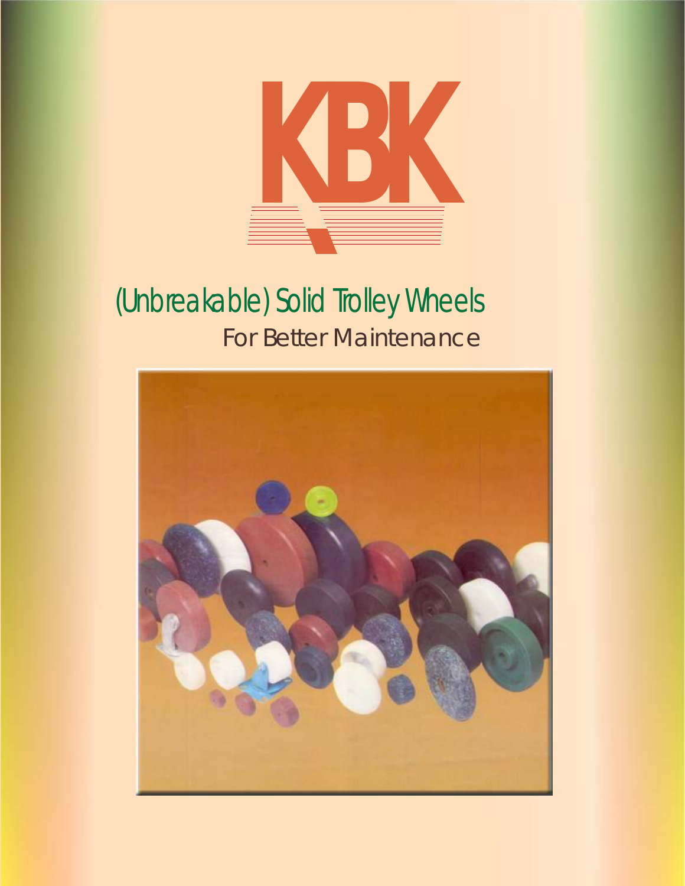# KBK

## (Unbreakable) Solid Trolley Wheels

For Better Maintenance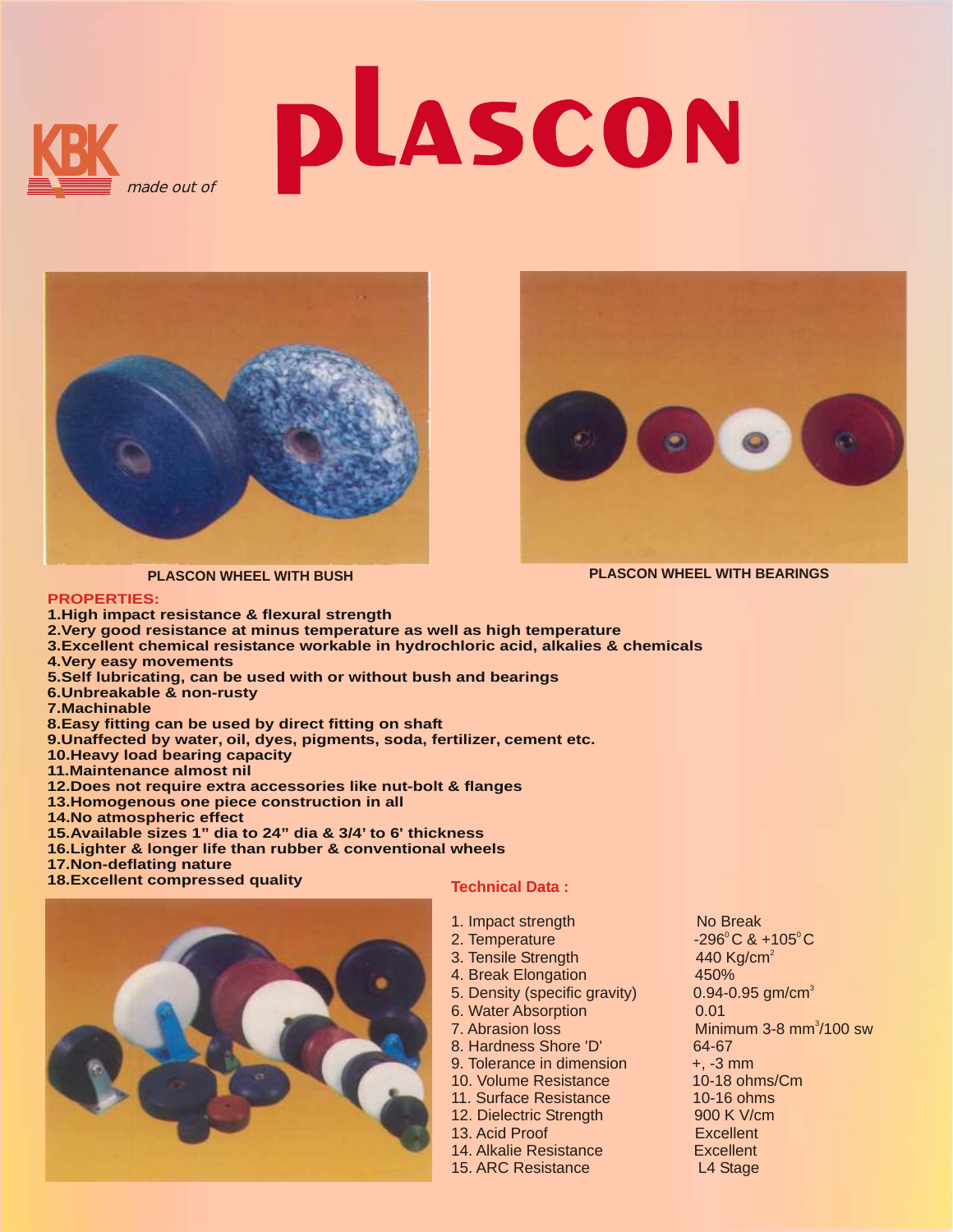KBK *made out of*

# plascon

PLASCON WHEEL WITH BUSH

PLASCON WHEEL WITH BEARINGS

## PROPERTIES:

**1.High impact resistance & flexural strength**
**2.Very good resistance at minus temperature as well as high temperature**
**3.Excellent chemical resistance workable in hydrochloric acid, alkalies & chemicals**
**4.Very easy movements**
**5.Self lubricating, can be used with or without bush and bearings**
**6.Unbreakable & non-rusty**
**7.Machinable**
**8.Easy fitting can be used by direct fitting on shaft**
**9.Unaffected by water, oil, dyes, pigments, soda, fertilizer, cement etc.**
**10.Heavy load bearing capacity**
**11.Maintenance almost nil**
**12.Does not require extra accessories like nut-bolt & flanges**
**13.Homogenous one piece construction in all**
**14.No atmospheric effect**
**15.Available sizes 1" dia to 24" dia & 3/4' to 6' thickness**
**16.Lighter & longer life than rubber & conventional wheels**
**17.Non-deflating nature**
**18.Excellent compressed quality**

## Technical Data :

| Property | Value |
|---|---|
| 1. Impact strength | No Break |
| 2. Temperature | -296°C & +105°C |
| 3. Tensile Strength | 440 Kg/cm$^2$ |
| 4. Break Elongation | 450% |
| 5. Density (specific gravity) | 0.94-0.95 gm/cm$^3$ |
| 6. Water Absorption | 0.01 |
| 7. Abrasion loss | Minimum 3-8 mm$^3$/100 sw |
| 8. Hardness Shore 'D' | 64-67 |
| 9. Tolerance in dimension | +, -3 mm |
| 10. Volume Resistance | 10-18 ohms/Cm |
| 11. Surface Resistance | 10-16 ohms |
| 12. Dielectric Strength | 900 K V/cm |
| 13. Acid Proof | Excellent |
| 14. Alkalie Resistance | Excellent |
| 15. ARC Resistance | L4 Stage |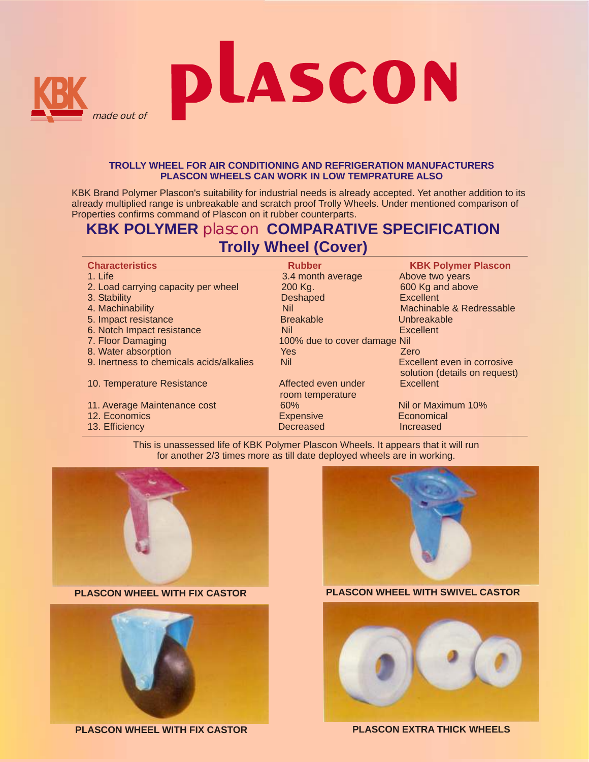KBK *made out of* **plascon**

**TROLLY WHEEL FOR AIR CONDITIONING AND REFRIGERATION MANUFACTURERS**
**PLASCON WHEELS CAN WORK IN LOW TEMPRATURE ALSO**

KBK Brand Polymer Plascon's suitability for industrial needs is already accepted. Yet another addition to its already multiplied range is unbreakable and scratch proof Trolly Wheels. Under mentioned comparison of Properties confirms command of Plascon on it rubber counterparts.

## KBK POLYMER plascon COMPARATIVE SPECIFICATION

## Trolly Wheel (Cover)

| Characteristics | Rubber | KBK Polymer Plascon |
|---|---|---|
| 1. Life | 3.4 month average | Above two years |
| 2. Load carrying capacity per wheel | 200 Kg. | 600 Kg and above |
| 3. Stability | Deshaped | Excellent |
| 4. Machinability | Nil | Machinable & Redressable |
| 5. Impact resistance | Breakable | Unbreakable |
| 6. Notch Impact resistance | Nil | Excellent |
| 7. Floor Damaging | 100% due to cover damage | Nil |
| 8. Water absorption | Yes | Zero |
| 9. Inertness to chemicals acids/alkalies | Nil | Excellent even in corrosive solution (details on request) |
| 10. Temperature Resistance | Affected even under room temperature | Excellent |
| 11. Average Maintenance cost | 60% | Nil or Maximum 10% |
| 12. Economics | Expensive | Economical |
| 13. Efficiency | Decreased | Increased |

This is unassessed life of KBK Polymer Plascon Wheels. It appears that it will run for another 2/3 times more as till date deployed wheels are in working.

**PLASCON WHEEL WITH FIX CASTOR**

**PLASCON WHEEL WITH SWIVEL CASTOR**

**PLASCON WHEEL WITH FIX CASTOR**

**PLASCON EXTRA THICK WHEELS**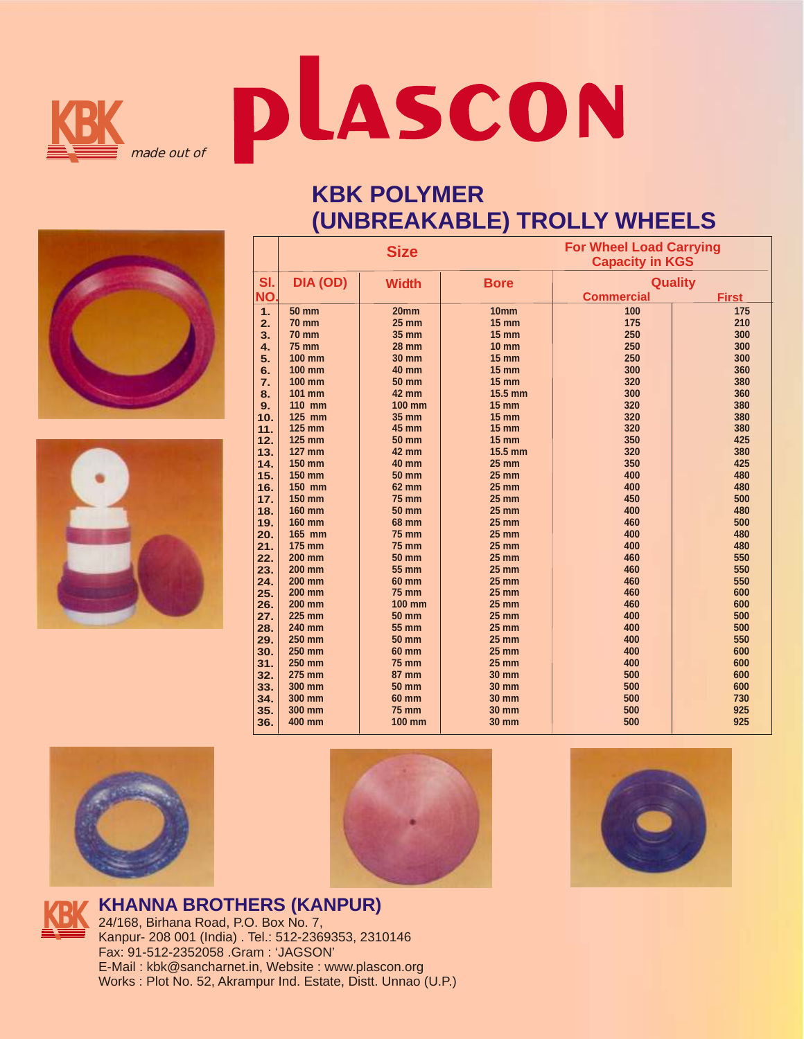KBK made out of plascon

# KBK POLYMER (UNBREAKABLE) TROLLY WHEELS

| Sl. NO. | Size | | | For Wheel Load Carrying Capacity in KGS | |
|---|---|---|---|---|---|
| | DIA (OD) | Width | Bore | Quality | |
| | | | | Commercial | First |
| 1. | 50 mm | 20mm | 10mm | 100 | 175 |
| 2. | 70 mm | 25 mm | 15 mm | 175 | 210 |
| 3. | 70 mm | 35 mm | 15 mm | 250 | 300 |
| 4. | 75 mm | 28 mm | 10 mm | 250 | 300 |
| 5. | 100 mm | 30 mm | 15 mm | 250 | 300 |
| 6. | 100 mm | 40 mm | 15 mm | 300 | 360 |
| 7. | 100 mm | 50 mm | 15 mm | 320 | 380 |
| 8. | 101 mm | 42 mm | 15.5 mm | 300 | 360 |
| 9. | 110 mm | 100 mm | 15 mm | 320 | 380 |
| 10. | 125 mm | 35 mm | 15 mm | 320 | 380 |
| 11. | 125 mm | 45 mm | 15 mm | 320 | 380 |
| 12. | 125 mm | 50 mm | 15 mm | 350 | 425 |
| 13. | 127 mm | 42 mm | 15.5 mm | 320 | 380 |
| 14. | 150 mm | 40 mm | 25 mm | 350 | 425 |
| 15. | 150 mm | 50 mm | 25 mm | 400 | 480 |
| 16. | 150 mm | 62 mm | 25 mm | 400 | 480 |
| 17. | 150 mm | 75 mm | 25 mm | 450 | 500 |
| 18. | 160 mm | 50 mm | 25 mm | 400 | 480 |
| 19. | 160 mm | 68 mm | 25 mm | 460 | 500 |
| 20. | 165 mm | 75 mm | 25 mm | 400 | 480 |
| 21. | 175 mm | 75 mm | 25 mm | 400 | 480 |
| 22. | 200 mm | 50 mm | 25 mm | 460 | 550 |
| 23. | 200 mm | 55 mm | 25 mm | 460 | 550 |
| 24. | 200 mm | 60 mm | 25 mm | 460 | 550 |
| 25. | 200 mm | 75 mm | 25 mm | 460 | 600 |
| 26. | 200 mm | 100 mm | 25 mm | 460 | 600 |
| 27. | 225 mm | 50 mm | 25 mm | 400 | 500 |
| 28. | 240 mm | 55 mm | 25 mm | 400 | 500 |
| 29. | 250 mm | 50 mm | 25 mm | 400 | 550 |
| 30. | 250 mm | 60 mm | 25 mm | 400 | 600 |
| 31. | 250 mm | 75 mm | 25 mm | 400 | 600 |
| 32. | 275 mm | 87 mm | 30 mm | 500 | 600 |
| 33. | 300 mm | 50 mm | 30 mm | 500 | 600 |
| 34. | 300 mm | 60 mm | 30 mm | 500 | 730 |
| 35. | 300 mm | 75 mm | 30 mm | 500 | 925 |
| 36. | 400 mm | 100 mm | 30 mm | 500 | 925 |

## KHANNA BROTHERS (KANPUR)

24/168, Birhana Road, P.O. Box No. 7,
Kanpur- 208 001 (India) . Tel.: 512-2369353, 2310146
Fax: 91-512-2352058 .Gram : 'JAGSON'
E-Mail : kbk@sancharnet.in, Website : www.plascon.org
Works : Plot No. 52, Akrampur Ind. Estate, Distt. Unnao (U.P.)